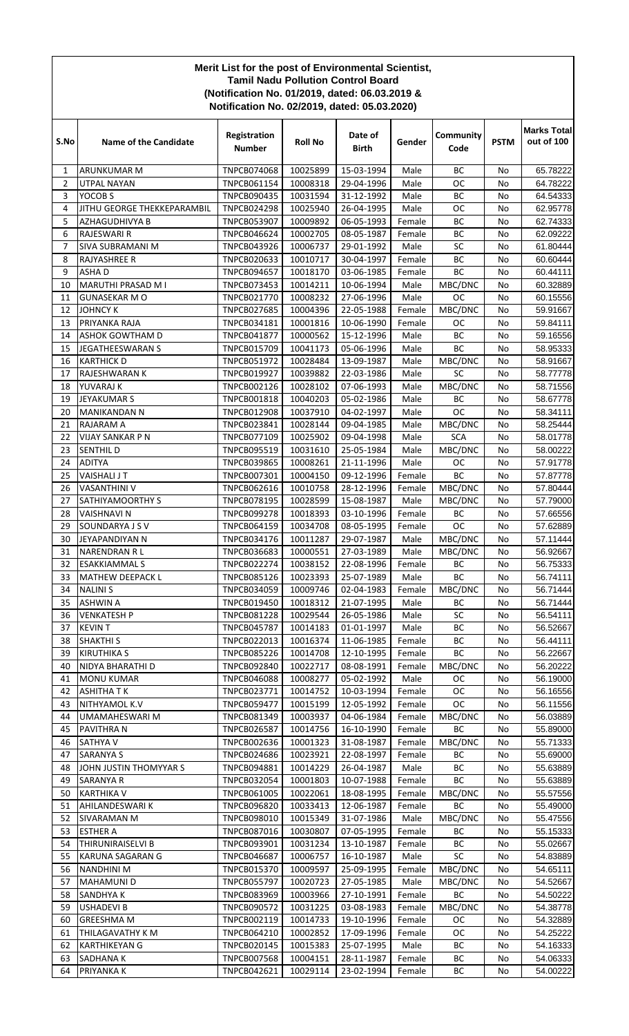# Merit List for the post of Environmental Scientist,
## Tamil Nadu Pollution Control Board
### (Notification No. 01/2019, dated: 06.03.2019 & Notification No. 02/2019, dated: 05.03.2020)

| S.No | Name of the Candidate | Registration Number | Roll No | Date of Birth | Gender | Community Code | PSTM | Marks Total out of 100 |
|---|---|---|---|---|---|---|---|---|
| 1 | ARUNKUMAR M | TNPCB074068 | 10025899 | 15-03-1994 | Male | BC | No | 65.78222 |
| 2 | UTPAL NAYAN | TNPCB061154 | 10008318 | 29-04-1996 | Male | OC | No | 64.78222 |
| 3 | YOCOB S | TNPCB090435 | 10031594 | 31-12-1992 | Male | BC | No | 64.54333 |
| 4 | JITHU GEORGE THEKKEPARAMBIL | TNPCB024298 | 10025940 | 26-04-1995 | Male | OC | No | 62.95778 |
| 5 | AZHAGUDHIVYA B | TNPCB053907 | 10009892 | 06-05-1993 | Female | BC | No | 62.74333 |
| 6 | RAJESWARI R | TNPCB046624 | 10002705 | 08-05-1987 | Female | BC | No | 62.09222 |
| 7 | SIVA SUBRAMANI M | TNPCB043926 | 10006737 | 29-01-1992 | Male | SC | No | 61.80444 |
| 8 | RAJYASHREE R | TNPCB020633 | 10010717 | 30-04-1997 | Female | BC | No | 60.60444 |
| 9 | ASHA D | TNPCB094657 | 10018170 | 03-06-1985 | Female | BC | No | 60.44111 |
| 10 | MARUTHI PRASAD M I | TNPCB073453 | 10014211 | 10-06-1994 | Male | MBC/DNC | No | 60.32889 |
| 11 | GUNASEKAR M O | TNPCB021770 | 10008232 | 27-06-1996 | Male | OC | No | 60.15556 |
| 12 | JOHNCY K | TNPCB027685 | 10004396 | 22-05-1988 | Female | MBC/DNC | No | 59.91667 |
| 13 | PRIYANKA RAJA | TNPCB034181 | 10001816 | 10-06-1990 | Female | OC | No | 59.84111 |
| 14 | ASHOK GOWTHAM D | TNPCB041877 | 10000562 | 15-12-1996 | Male | BC | No | 59.16556 |
| 15 | JEGATHEESWARAN S | TNPCB015709 | 10041173 | 05-06-1996 | Male | BC | No | 58.95333 |
| 16 | KARTHICK D | TNPCB051972 | 10028484 | 13-09-1987 | Male | MBC/DNC | No | 58.91667 |
| 17 | RAJESHWARAN K | TNPCB019927 | 10039882 | 22-03-1986 | Male | SC | No | 58.77778 |
| 18 | YUVARAJ K | TNPCB002126 | 10028102 | 07-06-1993 | Male | MBC/DNC | No | 58.71556 |
| 19 | JEYAKUMAR S | TNPCB001818 | 10040203 | 05-02-1986 | Male | BC | No | 58.67778 |
| 20 | MANIKANDAN N | TNPCB012908 | 10037910 | 04-02-1997 | Male | OC | No | 58.34111 |
| 21 | RAJARAM A | TNPCB023841 | 10028144 | 09-04-1985 | Male | MBC/DNC | No | 58.25444 |
| 22 | VIJAY SANKAR P N | TNPCB077109 | 10025902 | 09-04-1998 | Male | SCA | No | 58.01778 |
| 23 | SENTHIL D | TNPCB095519 | 10031610 | 25-05-1984 | Male | MBC/DNC | No | 58.00222 |
| 24 | ADITYA | TNPCB039865 | 10008261 | 21-11-1996 | Male | OC | No | 57.91778 |
| 25 | VAISHALI J T | TNPCB007301 | 10004150 | 09-12-1996 | Female | BC | No | 57.87778 |
| 26 | VASANTHINI V | TNPCB062616 | 10010758 | 28-12-1996 | Female | MBC/DNC | No | 57.80444 |
| 27 | SATHIYAMOORTHY S | TNPCB078195 | 10028599 | 15-08-1987 | Male | MBC/DNC | No | 57.79000 |
| 28 | VAISHNAVI N | TNPCB099278 | 10018393 | 03-10-1996 | Female | BC | No | 57.66556 |
| 29 | SOUNDARYA J S V | TNPCB064159 | 10034708 | 08-05-1995 | Female | OC | No | 57.62889 |
| 30 | JEYAPANDIYAN N | TNPCB034176 | 10011287 | 29-07-1987 | Male | MBC/DNC | No | 57.11444 |
| 31 | NARENDRAN R L | TNPCB036683 | 10000551 | 27-03-1989 | Male | MBC/DNC | No | 56.92667 |
| 32 | ESAKKIAMMAL S | TNPCB022274 | 10038152 | 22-08-1996 | Female | BC | No | 56.75333 |
| 33 | MATHEW DEEPACK L | TNPCB085126 | 10023393 | 25-07-1989 | Male | BC | No | 56.74111 |
| 34 | NALINI S | TNPCB034059 | 10009746 | 02-04-1983 | Female | MBC/DNC | No | 56.71444 |
| 35 | ASHWIN A | TNPCB019450 | 10018312 | 21-07-1995 | Male | BC | No | 56.71444 |
| 36 | VENKATESH P | TNPCB081228 | 10029544 | 26-05-1986 | Male | SC | No | 56.54111 |
| 37 | KEVIN T | TNPCB045787 | 10014183 | 01-01-1997 | Male | BC | No | 56.52667 |
| 38 | SHAKTHI S | TNPCB022013 | 10016374 | 11-06-1985 | Female | BC | No | 56.44111 |
| 39 | KIRUTHIKA S | TNPCB085226 | 10014708 | 12-10-1995 | Female | BC | No | 56.22667 |
| 40 | NIDYA BHARATHI D | TNPCB092840 | 10022717 | 08-08-1991 | Female | MBC/DNC | No | 56.20222 |
| 41 | MONU KUMAR | TNPCB046088 | 10008277 | 05-02-1992 | Male | OC | No | 56.19000 |
| 42 | ASHITHA T K | TNPCB023771 | 10014752 | 10-03-1994 | Female | OC | No | 56.16556 |
| 43 | NITHYAMOL K.V | TNPCB059477 | 10015199 | 12-05-1992 | Female | OC | No | 56.11556 |
| 44 | UMAMAHESWARI M | TNPCB081349 | 10003937 | 04-06-1984 | Female | MBC/DNC | No | 56.03889 |
| 45 | PAVITHRA N | TNPCB026587 | 10014756 | 16-10-1990 | Female | BC | No | 55.89000 |
| 46 | SATHYA V | TNPCB002636 | 10001323 | 31-08-1987 | Female | MBC/DNC | No | 55.71333 |
| 47 | SARANYA S | TNPCB024686 | 10023921 | 22-08-1997 | Female | BC | No | 55.69000 |
| 48 | JOHN JUSTIN THOMYYAR S | TNPCB094881 | 10014229 | 26-04-1987 | Male | BC | No | 55.63889 |
| 49 | SARANYA R | TNPCB032054 | 10001803 | 10-07-1988 | Female | BC | No | 55.63889 |
| 50 | KARTHIKA V | TNPCB061005 | 10022061 | 18-08-1995 | Female | MBC/DNC | No | 55.57556 |
| 51 | AHILANDESWARI K | TNPCB096820 | 10033413 | 12-06-1987 | Female | BC | No | 55.49000 |
| 52 | SIVARAMAN M | TNPCB098010 | 10015349 | 31-07-1986 | Male | MBC/DNC | No | 55.47556 |
| 53 | ESTHER A | TNPCB087016 | 10030807 | 07-05-1995 | Female | BC | No | 55.15333 |
| 54 | THIRUNIRAISELVI B | TNPCB093901 | 10031234 | 13-10-1987 | Female | BC | No | 55.02667 |
| 55 | KARUNA SAGARAN G | TNPCB046687 | 10006757 | 16-10-1987 | Male | SC | No | 54.83889 |
| 56 | NANDHINI M | TNPCB015370 | 10009597 | 25-09-1995 | Female | MBC/DNC | No | 54.65111 |
| 57 | MAHAMUNI D | TNPCB055797 | 10020723 | 27-05-1985 | Male | MBC/DNC | No | 54.52667 |
| 58 | SANDHYA K | TNPCB083969 | 10003966 | 27-10-1991 | Female | BC | No | 54.50222 |
| 59 | USHADEVI B | TNPCB090572 | 10031225 | 03-08-1983 | Female | MBC/DNC | No | 54.38778 |
| 60 | GREESHMA M | TNPCB002119 | 10014733 | 19-10-1996 | Female | OC | No | 54.32889 |
| 61 | THILAGAVATHY K M | TNPCB064210 | 10002852 | 17-09-1996 | Female | OC | No | 54.25222 |
| 62 | KARTHIKEYAN G | TNPCB020145 | 10015383 | 25-07-1995 | Male | BC | No | 54.16333 |
| 63 | SADHANA K | TNPCB007568 | 10004151 | 28-11-1987 | Female | BC | No | 54.06333 |
| 64 | PRIYANKA K | TNPCB042621 | 10029114 | 23-02-1994 | Female | BC | No | 54.00222 |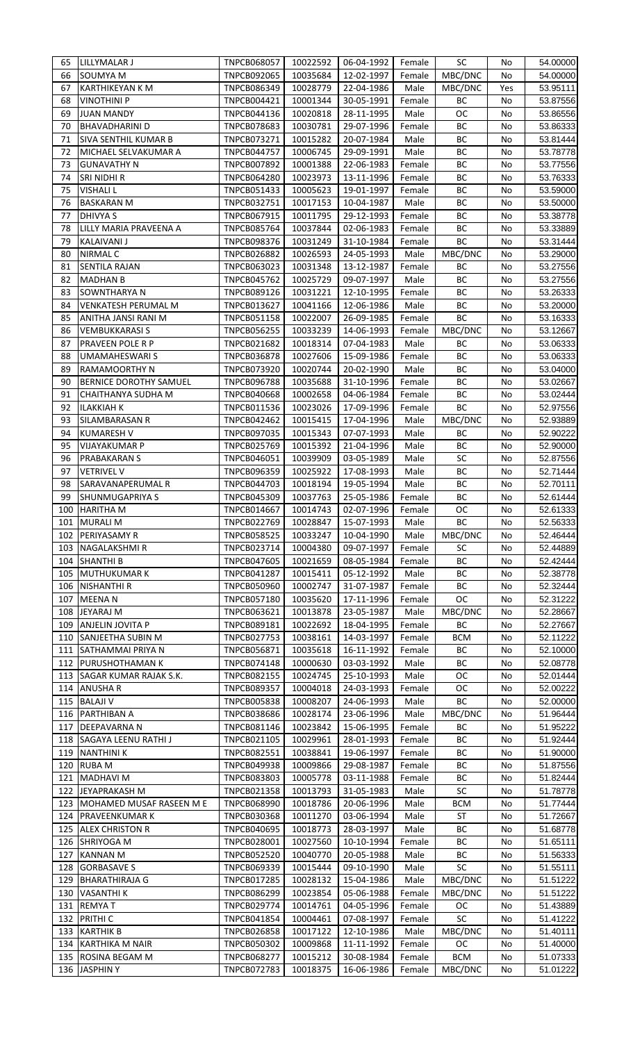| 65 | LILLYMALAR J | TNPCB068057 | 10022592 | 06-04-1992 | Female | SC | No | 54.00000 |
|---|---|---|---|---|---|---|---|---|
| 66 | SOUMYA M | TNPCB092065 | 10035684 | 12-02-1997 | Female | MBC/DNC | No | 54.00000 |
| 67 | KARTHIKEYAN K M | TNPCB086349 | 10028779 | 22-04-1986 | Male | MBC/DNC | Yes | 53.95111 |
| 68 | VINOTHINI P | TNPCB004421 | 10001344 | 30-05-1991 | Female | BC | No | 53.87556 |
| 69 | JUAN MANDY | TNPCB044136 | 10020818 | 28-11-1995 | Male | OC | No | 53.86556 |
| 70 | BHAVADHARINI D | TNPCB078683 | 10030781 | 29-07-1996 | Female | BC | No | 53.86333 |
| 71 | SIVA SENTHIL KUMAR B | TNPCB073271 | 10015282 | 20-07-1984 | Male | BC | No | 53.81444 |
| 72 | MICHAEL SELVAKUMAR A | TNPCB044757 | 10006745 | 29-09-1991 | Male | BC | No | 53.78778 |
| 73 | GUNAVATHY N | TNPCB007892 | 10001388 | 22-06-1983 | Female | BC | No | 53.77556 |
| 74 | SRI NIDHI R | TNPCB064280 | 10023973 | 13-11-1996 | Female | BC | No | 53.76333 |
| 75 | VISHALI L | TNPCB051433 | 10005623 | 19-01-1997 | Female | BC | No | 53.59000 |
| 76 | BASKARAN M | TNPCB032751 | 10017153 | 10-04-1987 | Male | BC | No | 53.50000 |
| 77 | DHIVYA S | TNPCB067915 | 10011795 | 29-12-1993 | Female | BC | No | 53.38778 |
| 78 | LILLY MARIA PRAVEENA A | TNPCB085764 | 10037844 | 02-06-1983 | Female | BC | No | 53.33889 |
| 79 | KALAIVANI J | TNPCB098376 | 10031249 | 31-10-1984 | Female | BC | No | 53.31444 |
| 80 | NIRMAL C | TNPCB026882 | 10026593 | 24-05-1993 | Male | MBC/DNC | No | 53.29000 |
| 81 | SENTILA RAJAN | TNPCB063023 | 10031348 | 13-12-1987 | Female | BC | No | 53.27556 |
| 82 | MADHAN B | TNPCB045762 | 10025729 | 09-07-1997 | Male | BC | No | 53.27556 |
| 83 | SOWNTHARYA N | TNPCB089126 | 10031221 | 12-10-1995 | Female | BC | No | 53.26333 |
| 84 | VENKATESH PERUMAL M | TNPCB013627 | 10041166 | 12-06-1986 | Male | BC | No | 53.20000 |
| 85 | ANITHA JANSI RANI M | TNPCB051158 | 10022007 | 26-09-1985 | Female | BC | No | 53.16333 |
| 86 | VEMBUKKARASI S | TNPCB056255 | 10033239 | 14-06-1993 | Female | MBC/DNC | No | 53.12667 |
| 87 | PRAVEEN POLE R P | TNPCB021682 | 10018314 | 07-04-1983 | Male | BC | No | 53.06333 |
| 88 | UMAMAHESWARI S | TNPCB036878 | 10027606 | 15-09-1986 | Female | BC | No | 53.06333 |
| 89 | RAMAMOORTHY N | TNPCB073920 | 10020744 | 20-02-1990 | Male | BC | No | 53.04000 |
| 90 | BERNICE DOROTHY SAMUEL | TNPCB096788 | 10035688 | 31-10-1996 | Female | BC | No | 53.02667 |
| 91 | CHAITHANYA SUDHA M | TNPCB040668 | 10002658 | 04-06-1984 | Female | BC | No | 53.02444 |
| 92 | ILAKKIAH K | TNPCB011536 | 10023026 | 17-09-1996 | Female | BC | No | 52.97556 |
| 93 | SILAMBARASAN R | TNPCB042462 | 10015415 | 17-04-1996 | Male | MBC/DNC | No | 52.93889 |
| 94 | KUMARESH V | TNPCB097035 | 10015343 | 07-07-1993 | Male | BC | No | 52.90222 |
| 95 | VIJAYAKUMAR P | TNPCB025769 | 10015392 | 21-04-1996 | Male | BC | No | 52.90000 |
| 96 | PRABAKARAN S | TNPCB046051 | 10039909 | 03-05-1989 | Male | SC | No | 52.87556 |
| 97 | VETRIVEL V | TNPCB096359 | 10025922 | 17-08-1993 | Male | BC | No | 52.71444 |
| 98 | SARAVANAPERUMAL R | TNPCB044703 | 10018194 | 19-05-1994 | Male | BC | No | 52.70111 |
| 99 | SHUNMUGAPRIYA S | TNPCB045309 | 10037763 | 25-05-1986 | Female | BC | No | 52.61444 |
| 100 | HARITHA M | TNPCB014667 | 10014743 | 02-07-1996 | Female | OC | No | 52.61333 |
| 101 | MURALI M | TNPCB022769 | 10028847 | 15-07-1993 | Male | BC | No | 52.56333 |
| 102 | PERIYASAMY R | TNPCB058525 | 10033247 | 10-04-1990 | Male | MBC/DNC | No | 52.46444 |
| 103 | NAGALAKSHMI R | TNPCB023714 | 10004380 | 09-07-1997 | Female | SC | No | 52.44889 |
| 104 | SHANTHI B | TNPCB047605 | 10021659 | 08-05-1984 | Female | BC | No | 52.42444 |
| 105 | MUTHUKUMAR K | TNPCB041287 | 10015411 | 05-12-1992 | Male | BC | No | 52.38778 |
| 106 | NISHANTHI R | TNPCB050960 | 10002747 | 31-07-1987 | Female | BC | No | 52.32444 |
| 107 | MEENA N | TNPCB057180 | 10035620 | 17-11-1996 | Female | OC | No | 52.31222 |
| 108 | JEYARAJ M | TNPCB063621 | 10013878 | 23-05-1987 | Male | MBC/DNC | No | 52.28667 |
| 109 | ANJELIN JOVITA P | TNPCB089181 | 10022692 | 18-04-1995 | Female | BC | No | 52.27667 |
| 110 | SANJEETHA SUBIN M | TNPCB027753 | 10038161 | 14-03-1997 | Female | BCM | No | 52.11222 |
| 111 | SATHAMMAI PRIYA N | TNPCB056871 | 10035618 | 16-11-1992 | Female | BC | No | 52.10000 |
| 112 | PURUSHOTHAMAN K | TNPCB074148 | 10000630 | 03-03-1992 | Male | BC | No | 52.08778 |
| 113 | SAGAR KUMAR RAJAK S.K. | TNPCB082155 | 10024745 | 25-10-1993 | Male | OC | No | 52.01444 |
| 114 | ANUSHA R | TNPCB089357 | 10004018 | 24-03-1993 | Female | OC | No | 52.00222 |
| 115 | BALAJI V | TNPCB005838 | 10008207 | 24-06-1993 | Male | BC | No | 52.00000 |
| 116 | PARTHIBAN A | TNPCB038686 | 10028174 | 23-06-1996 | Male | MBC/DNC | No | 51.96444 |
| 117 | DEEPAVARNA N | TNPCB081146 | 10023842 | 15-06-1995 | Female | BC | No | 51.95222 |
| 118 | SAGAYA LEENU RATHI J | TNPCB021105 | 10029961 | 28-01-1993 | Female | BC | No | 51.92444 |
| 119 | NANTHINI K | TNPCB082551 | 10038841 | 19-06-1997 | Female | BC | No | 51.90000 |
| 120 | RUBA M | TNPCB049938 | 10009866 | 29-08-1987 | Female | BC | No | 51.87556 |
| 121 | MADHAVI M | TNPCB083803 | 10005778 | 03-11-1988 | Female | BC | No | 51.82444 |
| 122 | JEYAPRAKASH M | TNPCB021358 | 10013793 | 31-05-1983 | Male | SC | No | 51.78778 |
| 123 | MOHAMED MUSAF RASEEN M E | TNPCB068990 | 10018786 | 20-06-1996 | Male | BCM | No | 51.77444 |
| 124 | PRAVEENKUMAR K | TNPCB030368 | 10011270 | 03-06-1994 | Male | ST | No | 51.72667 |
| 125 | ALEX CHRISTON R | TNPCB040695 | 10018773 | 28-03-1997 | Male | BC | No | 51.68778 |
| 126 | SHRIYOGA M | TNPCB028001 | 10027560 | 10-10-1994 | Female | BC | No | 51.65111 |
| 127 | KANNAN M | TNPCB052520 | 10040770 | 20-05-1988 | Male | BC | No | 51.56333 |
| 128 | GORBASAVE S | TNPCB069339 | 10015444 | 09-10-1990 | Male | SC | No | 51.55111 |
| 129 | BHARATHIRAJA G | TNPCB017285 | 10028132 | 15-04-1986 | Male | MBC/DNC | No | 51.51222 |
| 130 | VASANTHI K | TNPCB086299 | 10023854 | 05-06-1988 | Female | MBC/DNC | No | 51.51222 |
| 131 | REMYA T | TNPCB029774 | 10014761 | 04-05-1996 | Female | OC | No | 51.43889 |
| 132 | PRITHI C | TNPCB041854 | 10004461 | 07-08-1997 | Female | SC | No | 51.41222 |
| 133 | KARTHIK B | TNPCB026858 | 10017122 | 12-10-1986 | Male | MBC/DNC | No | 51.40111 |
| 134 | KARTHIKA M NAIR | TNPCB050302 | 10009868 | 11-11-1992 | Female | OC | No | 51.40000 |
| 135 | ROSINA BEGAM M | TNPCB068277 | 10015212 | 30-08-1984 | Female | BCM | No | 51.07333 |
| 136 | JASPHIN Y | TNPCB072783 | 10018375 | 16-06-1986 | Female | MBC/DNC | No | 51.01222 |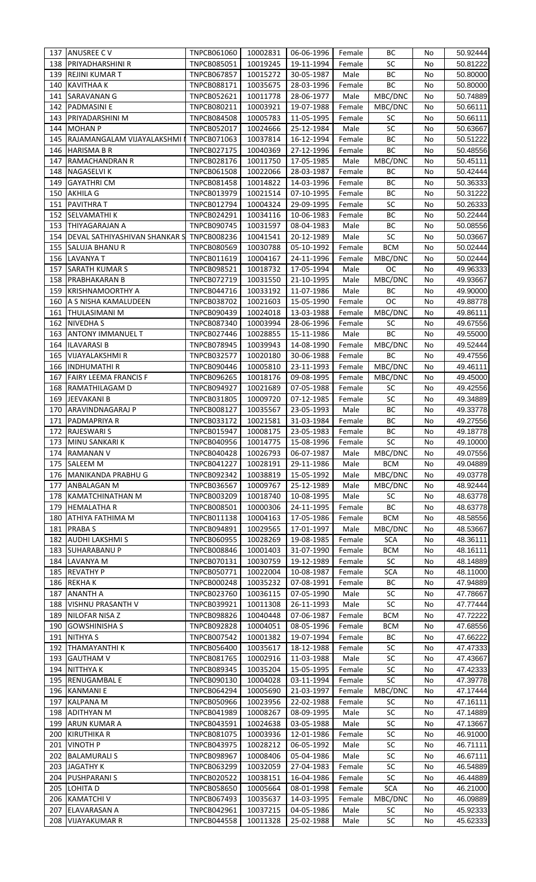| 137 | ANUSREE C V | TNPCB061060 | 10002831 | 06-06-1996 | Female | BC | No | 50.92444 |
|---|---|---|---|---|---|---|---|---|
| 138 | PRIYADHARSHINI R | TNPCB085051 | 10019245 | 19-11-1994 | Female | SC | No | 50.81222 |
| 139 | REJINI KUMAR T | TNPCB067857 | 10015272 | 30-05-1987 | Male | BC | No | 50.80000 |
| 140 | KAVITHAA K | TNPCB088171 | 10035675 | 28-03-1996 | Female | BC | No | 50.80000 |
| 141 | SARAVANAN G | TNPCB052621 | 10011778 | 28-06-1977 | Male | MBC/DNC | No | 50.74889 |
| 142 | PADMASINI E | TNPCB080211 | 10003921 | 19-07-1988 | Female | MBC/DNC | No | 50.66111 |
| 143 | PRIYADARSHINI M | TNPCB084508 | 10005783 | 11-05-1995 | Female | SC | No | 50.66111 |
| 144 | MOHAN P | TNPCB052017 | 10024666 | 25-12-1984 | Male | SC | No | 50.63667 |
| 145 | RAJAMANGALAM VIJAYALAKSHMI | TNPCB071063 | 10037814 | 16-12-1994 | Female | BC | No | 50.51222 |
| 146 | HARISMA B R | TNPCB027175 | 10040369 | 27-12-1996 | Female | BC | No | 50.48556 |
| 147 | RAMACHANDRAN R | TNPCB028176 | 10011750 | 17-05-1985 | Male | MBC/DNC | No | 50.45111 |
| 148 | NAGASELVI K | TNPCB061508 | 10022066 | 28-03-1987 | Female | BC | No | 50.42444 |
| 149 | GAYATHRI CM | TNPCB081458 | 10014822 | 14-03-1996 | Female | BC | No | 50.36333 |
| 150 | AKHILA G | TNPCB013979 | 10021514 | 07-10-1995 | Female | BC | No | 50.31222 |
| 151 | PAVITHRA T | TNPCB012794 | 10004324 | 29-09-1995 | Female | SC | No | 50.26333 |
| 152 | SELVAMATHI K | TNPCB024291 | 10034116 | 10-06-1983 | Female | BC | No | 50.22444 |
| 153 | THIYAGARAJAN A | TNPCB090745 | 10031597 | 08-04-1983 | Male | BC | No | 50.08556 |
| 154 | DEVAL SATHIYASHIVAN SHANKAR S | TNPCB008236 | 10041541 | 20-12-1989 | Male | SC | No | 50.03667 |
| 155 | SALUJA BHANU R | TNPCB080569 | 10030788 | 05-10-1992 | Female | BCM | No | 50.02444 |
| 156 | LAVANYA T | TNPCB011619 | 10004167 | 24-11-1996 | Female | MBC/DNC | No | 50.02444 |
| 157 | SARATH KUMAR S | TNPCB098521 | 10018732 | 17-05-1994 | Male | OC | No | 49.96333 |
| 158 | PRABHAKARAN B | TNPCB072719 | 10031550 | 21-10-1995 | Male | MBC/DNC | No | 49.93667 |
| 159 | KRISHNAMOORTHY A | TNPCB044716 | 10033192 | 11-07-1986 | Male | BC | No | 49.90000 |
| 160 | A S NISHA KAMALUDEEN | TNPCB038702 | 10021603 | 15-05-1990 | Female | OC | No | 49.88778 |
| 161 | THULASIMANI M | TNPCB090439 | 10024018 | 13-03-1988 | Female | MBC/DNC | No | 49.86111 |
| 162 | NIVEDHA S | TNPCB087340 | 10003994 | 28-06-1996 | Female | SC | No | 49.67556 |
| 163 | ANTONY IMMANUEL T | TNPCB027446 | 10028855 | 15-11-1986 | Male | BC | No | 49.55000 |
| 164 | ILAVARASI B | TNPCB078945 | 10039943 | 14-08-1990 | Female | MBC/DNC | No | 49.52444 |
| 165 | VIJAYALAKSHMI R | TNPCB032577 | 10020180 | 30-06-1988 | Female | BC | No | 49.47556 |
| 166 | INDHUMATHI R | TNPCB090446 | 10005810 | 23-11-1993 | Female | MBC/DNC | No | 49.46111 |
| 167 | FAIRY LEEMA FRANCIS F | TNPCB096265 | 10018176 | 09-08-1995 | Female | MBC/DNC | No | 49.45000 |
| 168 | RAMATHILAGAM D | TNPCB094927 | 10021689 | 07-05-1988 | Female | SC | No | 49.42556 |
| 169 | JEEVAKANI B | TNPCB031805 | 10009720 | 07-12-1985 | Female | SC | No | 49.34889 |
| 170 | ARAVINDNAGARAJ P | TNPCB008127 | 10035567 | 23-05-1993 | Male | BC | No | 49.33778 |
| 171 | PADMAPRIYA R | TNPCB033172 | 10021581 | 31-03-1984 | Female | BC | No | 49.27556 |
| 172 | RAJESWARI S | TNPCB015947 | 10008175 | 23-05-1983 | Female | BC | No | 49.18778 |
| 173 | MINU SANKARI K | TNPCB040956 | 10014775 | 15-08-1996 | Female | SC | No | 49.10000 |
| 174 | RAMANAN V | TNPCB040428 | 10026793 | 06-07-1987 | Male | MBC/DNC | No | 49.07556 |
| 175 | SALEEM M | TNPCB041227 | 10028191 | 29-11-1986 | Male | BCM | No | 49.04889 |
| 176 | MANIKANDA PRABHU G | TNPCB092342 | 10038819 | 15-05-1992 | Male | MBC/DNC | No | 49.03778 |
| 177 | ANBALAGAN M | TNPCB036567 | 10009767 | 25-12-1989 | Male | MBC/DNC | No | 48.92444 |
| 178 | KAMATCHINATHAN M | TNPCB003209 | 10018740 | 10-08-1995 | Male | SC | No | 48.63778 |
| 179 | HEMALATHA R | TNPCB008501 | 10000306 | 24-11-1995 | Female | BC | No | 48.63778 |
| 180 | ATHIYA FATHIMA M | TNPCB011138 | 10004163 | 17-05-1986 | Female | BCM | No | 48.58556 |
| 181 | PRABA S | TNPCB094891 | 10029565 | 17-01-1997 | Male | MBC/DNC | No | 48.53667 |
| 182 | AUDHI LAKSHMI S | TNPCB060955 | 10028269 | 19-08-1985 | Female | SCA | No | 48.36111 |
| 183 | SUHARABANU P | TNPCB008846 | 10001403 | 31-07-1990 | Female | BCM | No | 48.16111 |
| 184 | LAVANYA M | TNPCB070131 | 10030759 | 19-12-1989 | Female | SC | No | 48.14889 |
| 185 | REVATHY P | TNPCB050771 | 10022004 | 10-08-1987 | Female | SCA | No | 48.11000 |
| 186 | REKHA K | TNPCB000248 | 10035232 | 07-08-1991 | Female | BC | No | 47.94889 |
| 187 | ANANTH A | TNPCB023760 | 10036115 | 07-05-1990 | Male | SC | No | 47.78667 |
| 188 | VISHNU PRASANTH V | TNPCB039921 | 10011308 | 26-11-1993 | Male | SC | No | 47.77444 |
| 189 | NILOFAR NISA Z | TNPCB098826 | 10040448 | 07-06-1987 | Female | BCM | No | 47.72222 |
| 190 | GOWSHINISHA S | TNPCB092828 | 10004051 | 08-05-1996 | Female | BCM | No | 47.68556 |
| 191 | NITHYA S | TNPCB007542 | 10001382 | 19-07-1994 | Female | BC | No | 47.66222 |
| 192 | THAMAYANTHI K | TNPCB056400 | 10035617 | 18-12-1988 | Female | SC | No | 47.47333 |
| 193 | GAUTHAM V | TNPCB081765 | 10002916 | 11-03-1988 | Male | SC | No | 47.43667 |
| 194 | NITTHYA K | TNPCB089345 | 10035204 | 15-05-1995 | Female | SC | No | 47.42333 |
| 195 | RENUGAMBAL E | TNPCB090130 | 10004028 | 03-11-1994 | Female | SC | No | 47.39778 |
| 196 | KANMANI E | TNPCB064294 | 10005690 | 21-03-1997 | Female | MBC/DNC | No | 47.17444 |
| 197 | KALPANA M | TNPCB050966 | 10023956 | 22-02-1988 | Female | SC | No | 47.16111 |
| 198 | ADITHYAN M | TNPCB041989 | 10008267 | 08-09-1995 | Male | SC | No | 47.14889 |
| 199 | ARUN KUMAR A | TNPCB043591 | 10024638 | 03-05-1988 | Male | SC | No | 47.13667 |
| 200 | KIRUTHIKA R | TNPCB081075 | 10003936 | 12-01-1986 | Female | SC | No | 46.91000 |
| 201 | VINOTH P | TNPCB043975 | 10028212 | 06-05-1992 | Male | SC | No | 46.71111 |
| 202 | BALAMURALI S | TNPCB098967 | 10008406 | 05-04-1986 | Male | SC | No | 46.67111 |
| 203 | JAGATHY K | TNPCB063299 | 10032059 | 27-04-1983 | Female | SC | No | 46.54889 |
| 204 | PUSHPARANI S | TNPCB020522 | 10038151 | 16-04-1986 | Female | SC | No | 46.44889 |
| 205 | LOHITA D | TNPCB058650 | 10005664 | 08-01-1998 | Female | SCA | No | 46.21000 |
| 206 | KAMATCHI V | TNPCB067493 | 10035637 | 14-03-1995 | Female | MBC/DNC | No | 46.09889 |
| 207 | ELAVARASAN A | TNPCB042961 | 10037215 | 04-05-1986 | Male | SC | No | 45.92333 |
| 208 | VIJAYAKUMAR R | TNPCB044558 | 10011328 | 25-02-1988 | Male | SC | No | 45.62333 |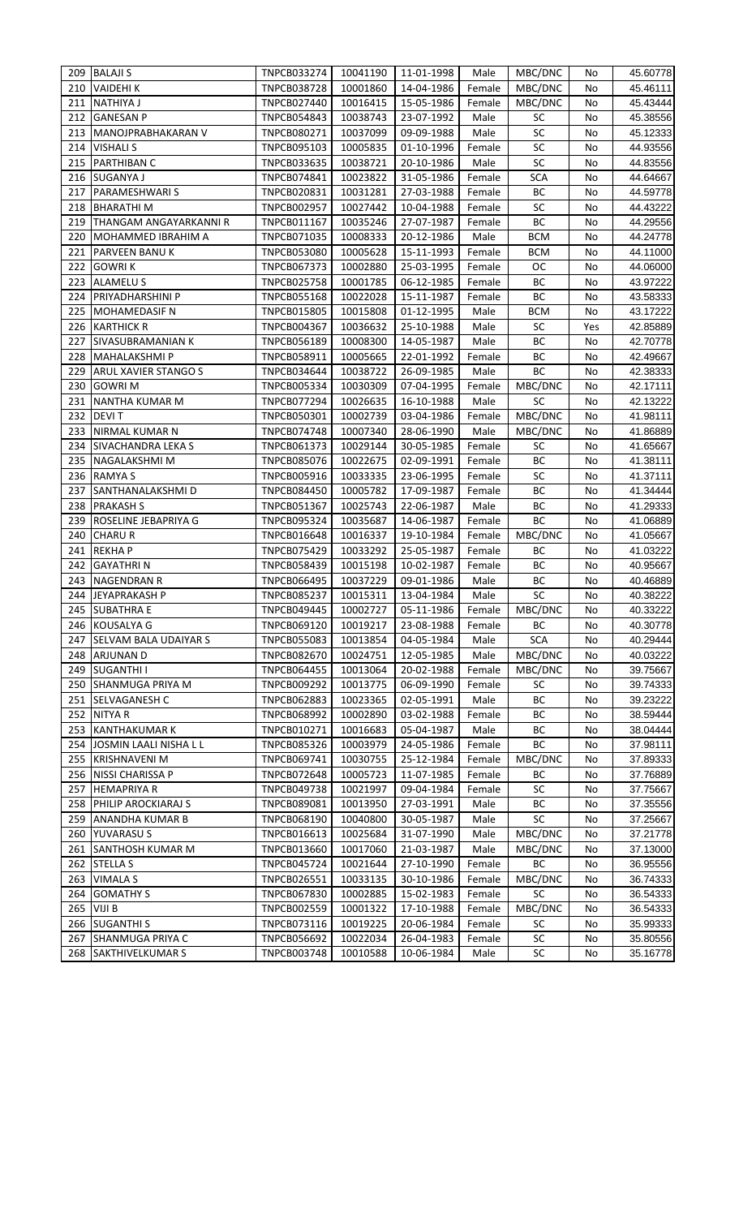| | | | | | | | | |
|---|---|---|---|---|---|---|---|---|
| 209 | BALAJI S | TNPCB033274 | 10041190 | 11-01-1998 | Male | MBC/DNC | No | 45.60778 |
| 210 | VAIDEHI K | TNPCB038728 | 10001860 | 14-04-1986 | Female | MBC/DNC | No | 45.46111 |
| 211 | NATHIYA J | TNPCB027440 | 10016415 | 15-05-1986 | Female | MBC/DNC | No | 45.43444 |
| 212 | GANESAN P | TNPCB054843 | 10038743 | 23-07-1992 | Male | SC | No | 45.38556 |
| 213 | MANOJPRABHAKARAN V | TNPCB080271 | 10037099 | 09-09-1988 | Male | SC | No | 45.12333 |
| 214 | VISHALI S | TNPCB095103 | 10005835 | 01-10-1996 | Female | SC | No | 44.93556 |
| 215 | PARTHIBAN C | TNPCB033635 | 10038721 | 20-10-1986 | Male | SC | No | 44.83556 |
| 216 | SUGANYA J | TNPCB074841 | 10023822 | 31-05-1986 | Female | SCA | No | 44.64667 |
| 217 | PARAMESHWARI S | TNPCB020831 | 10031281 | 27-03-1988 | Female | BC | No | 44.59778 |
| 218 | BHARATHI M | TNPCB002957 | 10027442 | 10-04-1988 | Female | SC | No | 44.43222 |
| 219 | THANGAM ANGAYARKANNI R | TNPCB011167 | 10035246 | 27-07-1987 | Female | BC | No | 44.29556 |
| 220 | MOHAMMED IBRAHIM A | TNPCB071035 | 10008333 | 20-12-1986 | Male | BCM | No | 44.24778 |
| 221 | PARVEEN BANU K | TNPCB053080 | 10005628 | 15-11-1993 | Female | BCM | No | 44.11000 |
| 222 | GOWRI K | TNPCB067373 | 10002880 | 25-03-1995 | Female | OC | No | 44.06000 |
| 223 | ALAMELU S | TNPCB025758 | 10001785 | 06-12-1985 | Female | BC | No | 43.97222 |
| 224 | PRIYADHARSHINI P | TNPCB055168 | 10022028 | 15-11-1987 | Female | BC | No | 43.58333 |
| 225 | MOHAMEDASIF N | TNPCB015805 | 10015808 | 01-12-1995 | Male | BCM | No | 43.17222 |
| 226 | KARTHICK R | TNPCB004367 | 10036632 | 25-10-1988 | Male | SC | Yes | 42.85889 |
| 227 | SIVASUBRAMANIAN K | TNPCB056189 | 10008300 | 14-05-1987 | Male | BC | No | 42.70778 |
| 228 | MAHALAKSHMI P | TNPCB058911 | 10005665 | 22-01-1992 | Female | BC | No | 42.49667 |
| 229 | ARUL XAVIER STANGO S | TNPCB034644 | 10038722 | 26-09-1985 | Male | BC | No | 42.38333 |
| 230 | GOWRI M | TNPCB005334 | 10030309 | 07-04-1995 | Female | MBC/DNC | No | 42.17111 |
| 231 | NANTHA KUMAR M | TNPCB077294 | 10026635 | 16-10-1988 | Male | SC | No | 42.13222 |
| 232 | DEVI T | TNPCB050301 | 10002739 | 03-04-1986 | Female | MBC/DNC | No | 41.98111 |
| 233 | NIRMAL KUMAR N | TNPCB074748 | 10007340 | 28-06-1990 | Male | MBC/DNC | No | 41.86889 |
| 234 | SIVACHANDRA LEKA S | TNPCB061373 | 10029144 | 30-05-1985 | Female | SC | No | 41.65667 |
| 235 | NAGALAKSHMI M | TNPCB085076 | 10022675 | 02-09-1991 | Female | BC | No | 41.38111 |
| 236 | RAMYA S | TNPCB005916 | 10033335 | 23-06-1995 | Female | SC | No | 41.37111 |
| 237 | SANTHANALAKSHMI D | TNPCB084450 | 10005782 | 17-09-1987 | Female | BC | No | 41.34444 |
| 238 | PRAKASH S | TNPCB051367 | 10025743 | 22-06-1987 | Male | BC | No | 41.29333 |
| 239 | ROSELINE JEBAPRIYA G | TNPCB095324 | 10035687 | 14-06-1987 | Female | BC | No | 41.06889 |
| 240 | CHARU R | TNPCB016648 | 10016337 | 19-10-1984 | Female | MBC/DNC | No | 41.05667 |
| 241 | REKHA P | TNPCB075429 | 10033292 | 25-05-1987 | Female | BC | No | 41.03222 |
| 242 | GAYATHRI N | TNPCB058439 | 10015198 | 10-02-1987 | Female | BC | No | 40.95667 |
| 243 | NAGENDRAN R | TNPCB066495 | 10037229 | 09-01-1986 | Male | BC | No | 40.46889 |
| 244 | JEYAPRAKASH P | TNPCB085237 | 10015311 | 13-04-1984 | Male | SC | No | 40.38222 |
| 245 | SUBATHRA E | TNPCB049445 | 10002727 | 05-11-1986 | Female | MBC/DNC | No | 40.33222 |
| 246 | KOUSALYA G | TNPCB069120 | 10019217 | 23-08-1988 | Female | BC | No | 40.30778 |
| 247 | SELVAM BALA UDAIYAR S | TNPCB055083 | 10013854 | 04-05-1984 | Male | SCA | No | 40.29444 |
| 248 | ARJUNAN D | TNPCB082670 | 10024751 | 12-05-1985 | Male | MBC/DNC | No | 40.03222 |
| 249 | SUGANTHI I | TNPCB064455 | 10013064 | 20-02-1988 | Female | MBC/DNC | No | 39.75667 |
| 250 | SHANMUGA PRIYA M | TNPCB009292 | 10013775 | 06-09-1990 | Female | SC | No | 39.74333 |
| 251 | SELVAGANESH C | TNPCB062883 | 10023365 | 02-05-1991 | Male | BC | No | 39.23222 |
| 252 | NITYA R | TNPCB068992 | 10002890 | 03-02-1988 | Female | BC | No | 38.59444 |
| 253 | KANTHAKUMAR K | TNPCB010271 | 10016683 | 05-04-1987 | Male | BC | No | 38.04444 |
| 254 | JOSMIN LAALI NISHA L L | TNPCB085326 | 10003979 | 24-05-1986 | Female | BC | No | 37.98111 |
| 255 | KRISHNAVENI M | TNPCB069741 | 10030755 | 25-12-1984 | Female | MBC/DNC | No | 37.89333 |
| 256 | NISSI CHARISSA P | TNPCB072648 | 10005723 | 11-07-1985 | Female | BC | No | 37.76889 |
| 257 | HEMAPRIYA R | TNPCB049738 | 10021997 | 09-04-1984 | Female | SC | No | 37.75667 |
| 258 | PHILIP AROCKIARAJ S | TNPCB089081 | 10013950 | 27-03-1991 | Male | BC | No | 37.35556 |
| 259 | ANANDHA KUMAR B | TNPCB068190 | 10040800 | 30-05-1987 | Male | SC | No | 37.25667 |
| 260 | YUVARASU S | TNPCB016613 | 10025684 | 31-07-1990 | Male | MBC/DNC | No | 37.21778 |
| 261 | SANTHOSH KUMAR M | TNPCB013660 | 10017060 | 21-03-1987 | Male | MBC/DNC | No | 37.13000 |
| 262 | STELLA S | TNPCB045724 | 10021644 | 27-10-1990 | Female | BC | No | 36.95556 |
| 263 | VIMALA S | TNPCB026551 | 10033135 | 30-10-1986 | Female | MBC/DNC | No | 36.74333 |
| 264 | GOMATHY S | TNPCB067830 | 10002885 | 15-02-1983 | Female | SC | No | 36.54333 |
| 265 | VIJI B | TNPCB002559 | 10001322 | 17-10-1988 | Female | MBC/DNC | No | 36.54333 |
| 266 | SUGANTHI S | TNPCB073116 | 10019225 | 20-06-1984 | Female | SC | No | 35.99333 |
| 267 | SHANMUGA PRIYA C | TNPCB056692 | 10022034 | 26-04-1983 | Female | SC | No | 35.80556 |
| 268 | SAKTHIVELKUMAR S | TNPCB003748 | 10010588 | 10-06-1984 | Male | SC | No | 35.16778 |